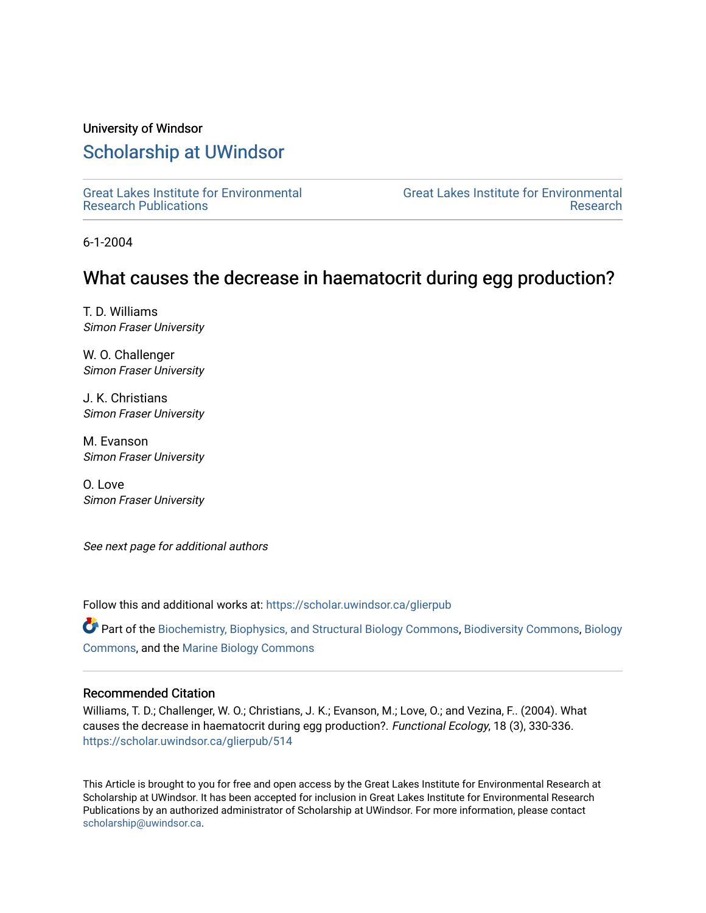University of Windsor

# Scholarship at UWindsor

Great Lakes Institute for Environmental Research Publications

Great Lakes Institute for Environmental Research

6-1-2004

## What causes the decrease in haematocrit during egg production?

T. D. Williams
*Simon Fraser University*

W. O. Challenger
*Simon Fraser University*

J. K. Christians
*Simon Fraser University*

M. Evanson
*Simon Fraser University*

O. Love
*Simon Fraser University*

*See next page for additional authors*

Follow this and additional works at: https://scholar.uwindsor.ca/glierpub

Part of the Biochemistry, Biophysics, and Structural Biology Commons, Biodiversity Commons, Biology Commons, and the Marine Biology Commons

### Recommended Citation

Williams, T. D.; Challenger, W. O.; Christians, J. K.; Evanson, M.; Love, O.; and Vezina, F.. (2004). What causes the decrease in haematocrit during egg production?. *Functional Ecology*, 18 (3), 330-336.
https://scholar.uwindsor.ca/glierpub/514

This Article is brought to you for free and open access by the Great Lakes Institute for Environmental Research at Scholarship at UWindsor. It has been accepted for inclusion in Great Lakes Institute for Environmental Research Publications by an authorized administrator of Scholarship at UWindsor. For more information, please contact scholarship@uwindsor.ca.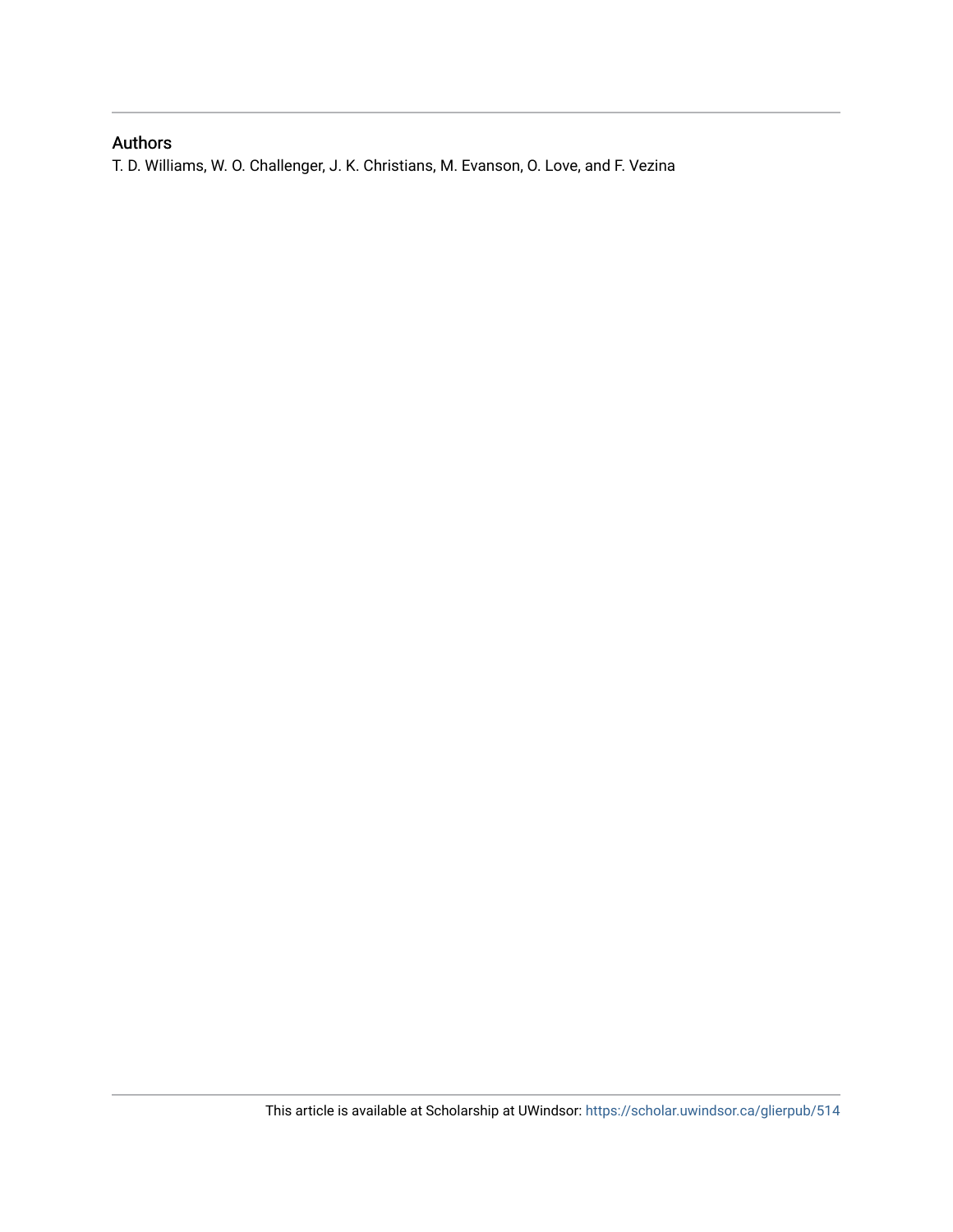## Authors

T. D. Williams, W. O. Challenger, J. K. Christians, M. Evanson, O. Love, and F. Vezina

This article is available at Scholarship at UWindsor: https://scholar.uwindsor.ca/glierpub/514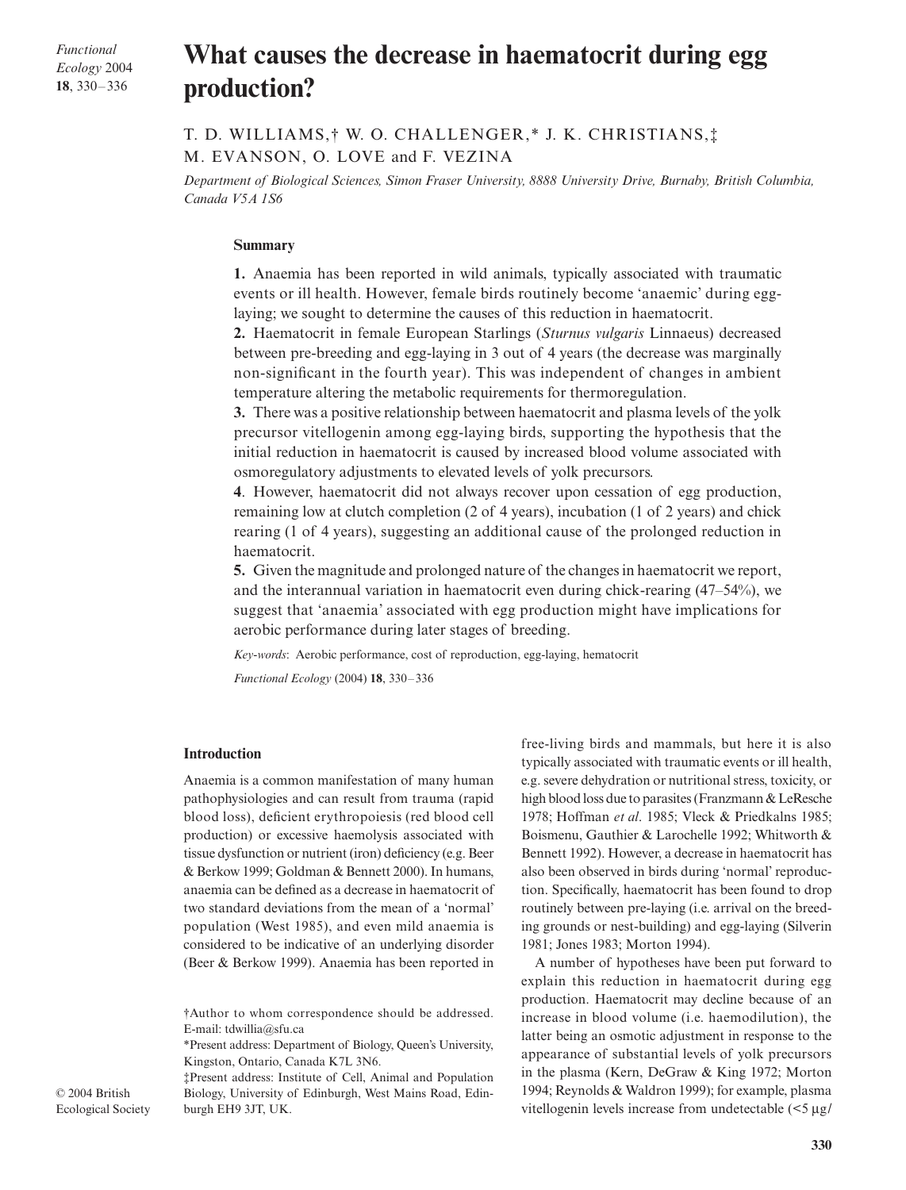# What causes the decrease in haematocrit during egg production?

T. D. WILLIAMS,† W. O. CHALLENGER,* J. K. CHRISTIANS,‡ M. EVANSON, O. LOVE and F. VEZINA

*Department of Biological Sciences, Simon Fraser University, 8888 University Drive, Burnaby, British Columbia, Canada V5A 1S6*

## Summary

**1.** Anaemia has been reported in wild animals, typically associated with traumatic events or ill health. However, female birds routinely become 'anaemic' during egg-laying; we sought to determine the causes of this reduction in haematocrit.

**2.** Haematocrit in female European Starlings (*Sturnus vulgaris* Linnaeus) decreased between pre-breeding and egg-laying in 3 out of 4 years (the decrease was marginally non-significant in the fourth year). This was independent of changes in ambient temperature altering the metabolic requirements for thermoregulation.

**3.** There was a positive relationship between haematocrit and plasma levels of the yolk precursor vitellogenin among egg-laying birds, supporting the hypothesis that the initial reduction in haematocrit is caused by increased blood volume associated with osmoregulatory adjustments to elevated levels of yolk precursors.

**4**. However, haematocrit did not always recover upon cessation of egg production, remaining low at clutch completion (2 of 4 years), incubation (1 of 2 years) and chick rearing (1 of 4 years), suggesting an additional cause of the prolonged reduction in haematocrit.

**5.** Given the magnitude and prolonged nature of the changes in haematocrit we report, and the interannual variation in haematocrit even during chick-rearing (47–54%), we suggest that 'anaemia' associated with egg production might have implications for aerobic performance during later stages of breeding.

*Key-words*: Aerobic performance, cost of reproduction, egg-laying, hematocrit

*Functional Ecology* (2004) **18**, 330–336

## Introduction

Anaemia is a common manifestation of many human pathophysiologies and can result from trauma (rapid blood loss), deficient erythropoiesis (red blood cell production) or excessive haemolysis associated with tissue dysfunction or nutrient (iron) deficiency (e.g. Beer & Berkow 1999; Goldman & Bennett 2000). In humans, anaemia can be defined as a decrease in haematocrit of two standard deviations from the mean of a 'normal' population (West 1985), and even mild anaemia is considered to be indicative of an underlying disorder (Beer & Berkow 1999). Anaemia has been reported in free-living birds and mammals, but here it is also typically associated with traumatic events or ill health, e.g. severe dehydration or nutritional stress, toxicity, or high blood loss due to parasites (Franzmann & LeResche 1978; Hoffman *et al*. 1985; Vleck & Priedkalns 1985; Boismenu, Gauthier & Larochelle 1992; Whitworth & Bennett 1992). However, a decrease in haematocrit has also been observed in birds during 'normal' reproduction. Specifically, haematocrit has been found to drop routinely between pre-laying (i.e. arrival on the breeding grounds or nest-building) and egg-laying (Silverin 1981; Jones 1983; Morton 1994).

A number of hypotheses have been put forward to explain this reduction in haematocrit during egg production. Haematocrit may decline because of an increase in blood volume (i.e. haemodilution), the latter being an osmotic adjustment in response to the appearance of substantial levels of yolk precursors in the plasma (Kern, DeGraw & King 1972; Morton 1994; Reynolds & Waldron 1999); for example, plasma vitellogenin levels increase from undetectable (<5 μg/

†Author to whom correspondence should be addressed. E-mail: tdwillia@sfu.ca

*Present address: Department of Biology, Queen's University, Kingston, Ontario, Canada K7L 3N6.

‡Present address: Institute of Cell, Animal and Population Biology, University of Edinburgh, West Mains Road, Edinburgh EH9 3JT, UK.

© 2004 British Ecological Society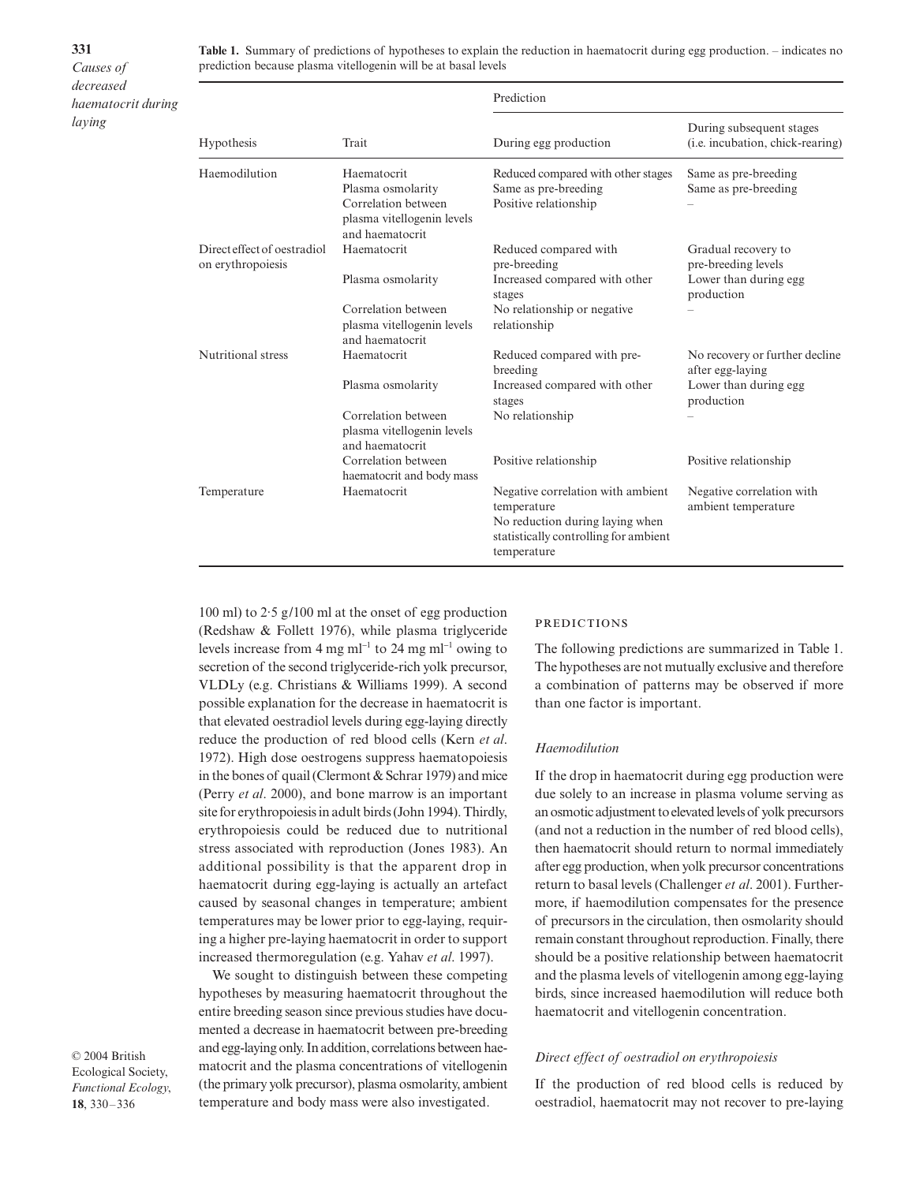**Table 1.** Summary of predictions of hypotheses to explain the reduction in haematocrit during egg production. – indicates no prediction because plasma vitellogenin will be at basal levels

| Hypothesis | Trait | Prediction: During egg production | Prediction: During subsequent stages (i.e. incubation, chick-rearing) |
|---|---|---|---|
| Haemodilution | Haematocrit | Reduced compared with other stages | Same as pre-breeding |
| | Plasma osmolarity | Same as pre-breeding | Same as pre-breeding |
| | Correlation between plasma vitellogenin levels and haematocrit | Positive relationship | – |
| Direct effect of oestradiol on erythropoiesis | Haematocrit | Reduced compared with pre-breeding | Gradual recovery to pre-breeding levels |
| | Plasma osmolarity | Increased compared with other stages | Lower than during egg production |
| | Correlation between plasma vitellogenin levels and haematocrit | No relationship or negative relationship | – |
| Nutritional stress | Haematocrit | Reduced compared with pre-breeding | No recovery or further decline after egg-laying |
| | Plasma osmolarity | Increased compared with other stages | Lower than during egg production |
| | Correlation between plasma vitellogenin levels and haematocrit | No relationship | – |
| | Correlation between haematocrit and body mass | Positive relationship | Positive relationship |
| Temperature | Haematocrit | Negative correlation with ambient temperature. No reduction during laying when statistically controlling for ambient temperature | Negative correlation with ambient temperature |

100 ml) to 2·5 g/100 ml at the onset of egg production (Redshaw & Follett 1976), while plasma triglyceride levels increase from 4 mg $ml^{-1}$ to 24 mg $ml^{-1}$ owing to secretion of the second triglyceride-rich yolk precursor, VLDLy (e.g. Christians & Williams 1999). A second possible explanation for the decrease in haematocrit is that elevated oestradiol levels during egg-laying directly reduce the production of red blood cells (Kern *et al*. 1972). High dose oestrogens suppress haematopoiesis in the bones of quail (Clermont & Schrar 1979) and mice (Perry *et al*. 2000), and bone marrow is an important site for erythropoiesis in adult birds (John 1994). Thirdly, erythropoiesis could be reduced due to nutritional stress associated with reproduction (Jones 1983). An additional possibility is that the apparent drop in haematocrit during egg-laying is actually an artefact caused by seasonal changes in temperature; ambient temperatures may be lower prior to egg-laying, requiring a higher pre-laying haematocrit in order to support increased thermoregulation (e.g. Yahav *et al*. 1997).

We sought to distinguish between these competing hypotheses by measuring haematocrit throughout the entire breeding season since previous studies have documented a decrease in haematocrit between pre-breeding and egg-laying only. In addition, correlations between haematocrit and the plasma concentrations of vitellogenin (the primary yolk precursor), plasma osmolarity, ambient temperature and body mass were also investigated.

## Predictions

The following predictions are summarized in Table 1. The hypotheses are not mutually exclusive and therefore a combination of patterns may be observed if more than one factor is important.

### *Haemodilution*

If the drop in haematocrit during egg production were due solely to an increase in plasma volume serving as an osmotic adjustment to elevated levels of yolk precursors (and not a reduction in the number of red blood cells), then haematocrit should return to normal immediately after egg production, when yolk precursor concentrations return to basal levels (Challenger *et al*. 2001). Furthermore, if haemodilution compensates for the presence of precursors in the circulation, then osmolarity should remain constant throughout reproduction. Finally, there should be a positive relationship between haematocrit and the plasma levels of vitellogenin among egg-laying birds, since increased haemodilution will reduce both haematocrit and vitellogenin concentration.

### *Direct effect of oestradiol on erythropoiesis*

If the production of red blood cells is reduced by oestradiol, haematocrit may not recover to pre-laying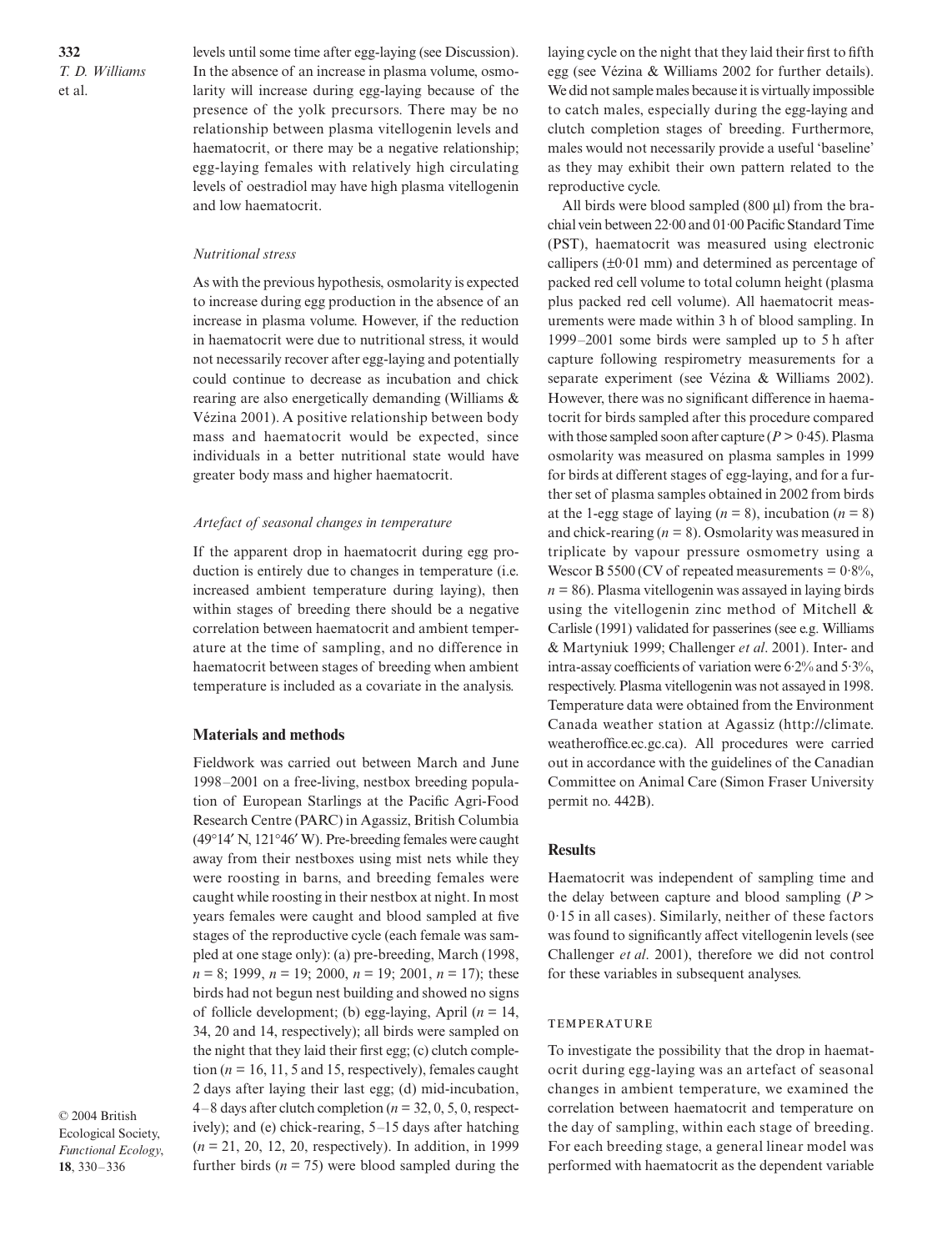levels until some time after egg-laying (see Discussion). In the absence of an increase in plasma volume, osmolarity will increase during egg-laying because of the presence of the yolk precursors. There may be no relationship between plasma vitellogenin levels and haematocrit, or there may be a negative relationship; egg-laying females with relatively high circulating levels of oestradiol may have high plasma vitellogenin and low haematocrit.

### *Nutritional stress*

As with the previous hypothesis, osmolarity is expected to increase during egg production in the absence of an increase in plasma volume. However, if the reduction in haematocrit were due to nutritional stress, it would not necessarily recover after egg-laying and potentially could continue to decrease as incubation and chick rearing are also energetically demanding (Williams & Vézina 2001). A positive relationship between body mass and haematocrit would be expected, since individuals in a better nutritional state would have greater body mass and higher haematocrit.

### *Artefact of seasonal changes in temperature*

If the apparent drop in haematocrit during egg production is entirely due to changes in temperature (i.e. increased ambient temperature during laying), then within stages of breeding there should be a negative correlation between haematocrit and ambient temperature at the time of sampling, and no difference in haematocrit between stages of breeding when ambient temperature is included as a covariate in the analysis.

## Materials and methods

Fieldwork was carried out between March and June 1998–2001 on a free-living, nestbox breeding population of European Starlings at the Pacific Agri-Food Research Centre (PARC) in Agassiz, British Columbia (49°14′ N, 121°46′ W). Pre-breeding females were caught away from their nestboxes using mist nets while they were roosting in barns, and breeding females were caught while roosting in their nestbox at night. In most years females were caught and blood sampled at five stages of the reproductive cycle (each female was sampled at one stage only): (a) pre-breeding, March (1998, $n = 8$; 1999, $n = 19$; 2000, $n = 19$; 2001, $n = 17$); these birds had not begun nest building and showed no signs of follicle development; (b) egg-laying, April ($n = 14$, 34, 20 and 14, respectively); all birds were sampled on the night that they laid their first egg; (c) clutch completion ($n = 16$, 11, 5 and 15, respectively), females caught 2 days after laying their last egg; (d) mid-incubation, 4–8 days after clutch completion ($n = 32$, 0, 5, 0, respectively); and (e) chick-rearing, 5–15 days after hatching ($n = 21$, 20, 12, 20, respectively). In addition, in 1999 further birds ($n = 75$) were blood sampled during the laying cycle on the night that they laid their first to fifth egg (see Vézina & Williams 2002 for further details). We did not sample males because it is virtually impossible to catch males, especially during the egg-laying and clutch completion stages of breeding. Furthermore, males would not necessarily provide a useful 'baseline' as they may exhibit their own pattern related to the reproductive cycle.

All birds were blood sampled (800 μl) from the brachial vein between 22·00 and 01·00 Pacific Standard Time (PST), haematocrit was measured using electronic callipers (±0·01 mm) and determined as percentage of packed red cell volume to total column height (plasma plus packed red cell volume). All haematocrit measurements were made within 3 h of blood sampling. In 1999–2001 some birds were sampled up to 5 h after capture following respirometry measurements for a separate experiment (see Vézina & Williams 2002). However, there was no significant difference in haematocrit for birds sampled after this procedure compared with those sampled soon after capture ($P > 0·45$). Plasma osmolarity was measured on plasma samples in 1999 for birds at different stages of egg-laying, and for a further set of plasma samples obtained in 2002 from birds at the 1-egg stage of laying ($n = 8$), incubation ($n = 8$) and chick-rearing ($n = 8$). Osmolarity was measured in triplicate by vapour pressure osmometry using a Wescor B 5500 (CV of repeated measurements = 0·8%, $n = 86$). Plasma vitellogenin was assayed in laying birds using the vitellogenin zinc method of Mitchell & Carlisle (1991) validated for passerines (see e.g. Williams & Martyniuk 1999; Challenger *et al*. 2001). Inter- and intra-assay coefficients of variation were 6·2% and 5·3%, respectively. Plasma vitellogenin was not assayed in 1998. Temperature data were obtained from the Environment Canada weather station at Agassiz (http://climate.weatheroffice.ec.gc.ca). All procedures were carried out in accordance with the guidelines of the Canadian Committee on Animal Care (Simon Fraser University permit no. 442B).

## Results

Haematocrit was independent of sampling time and the delay between capture and blood sampling ($P > 0·15$ in all cases). Similarly, neither of these factors was found to significantly affect vitellogenin levels (see Challenger *et al*. 2001), therefore we did not control for these variables in subsequent analyses.

### TEMPERATURE

To investigate the possibility that the drop in haematocrit during egg-laying was an artefact of seasonal changes in ambient temperature, we examined the correlation between haematocrit and temperature on the day of sampling, within each stage of breeding. For each breeding stage, a general linear model was performed with haematocrit as the dependent variable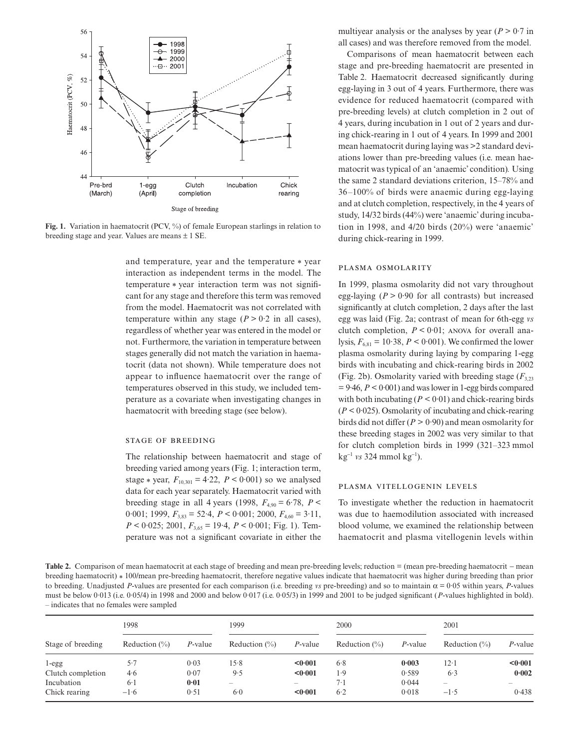**Fig. 1.** Variation in haematocrit (PCV, %) of female European starlings in relation to breeding stage and year. Values are means ± 1 SE.

and temperature, year and the temperature * year interaction as independent terms in the model. The temperature * year interaction term was not significant for any stage and therefore this term was removed from the model. Haematocrit was not correlated with temperature within any stage ($P > 0·2$ in all cases), regardless of whether year was entered in the model or not. Furthermore, the variation in temperature between stages generally did not match the variation in haematocrit (data not shown). While temperature does not appear to influence haematocrit over the range of temperatures observed in this study, we included temperature as a covariate when investigating changes in haematocrit with breeding stage (see below).

### Stage of breeding

The relationship between haematocrit and stage of breeding varied among years (Fig. 1; interaction term, stage * year, $F_{10,301} = 4·22$, $P < 0·001$) so we analysed data for each year separately. Haematocrit varied with breeding stage in all 4 years (1998, $F_{4,90} = 6·78$, $P < 0·001$; 1999, $F_{3,83} = 52·4$, $P < 0·001$; 2000, $F_{4,60} = 3·11$, $P < 0·025$; 2001, $F_{3,65} = 19·4$, $P < 0·001$; Fig. 1). Temperature was not a significant covariate in either the multiyear analysis or the analyses by year ($P > 0·7$ in all cases) and was therefore removed from the model.

Comparisons of mean haematocrit between each stage and pre-breeding haematocrit are presented in Table 2. Haematocrit decreased significantly during egg-laying in 3 out of 4 years. Furthermore, there was evidence for reduced haematocrit (compared with pre-breeding levels) at clutch completion in 2 out of 4 years, during incubation in 1 out of 2 years and during chick-rearing in 1 out of 4 years. In 1999 and 2001 mean haematocrit during laying was >2 standard deviations lower than pre-breeding values (i.e. mean haematocrit was typical of an 'anaemic' condition). Using the same 2 standard deviations criterion, 15–78% and 36–100% of birds were anaemic during egg-laying and at clutch completion, respectively, in the 4 years of study, 14/32 birds (44%) were 'anaemic' during incubation in 1998, and 4/20 birds (20%) were 'anaemic' during chick-rearing in 1999.

### Plasma osmolarity

In 1999, plasma osmolarity did not vary throughout egg-laying ($P > 0·90$ for all contrasts) but increased significantly at clutch completion, 2 days after the last egg was laid (Fig. 2a; contrast of mean for 6th-egg *vs* clutch completion, $P < 0·01$; ANOVA for overall analysis, $F_{6,81} = 10·38$, $P < 0·001$). We confirmed the lower plasma osmolarity during laying by comparing 1-egg birds with incubating and chick-rearing birds in 2002 (Fig. 2b). Osmolarity varied with breeding stage ($F_{3,23} = 9·46$, $P < 0·001$) and was lower in 1-egg birds compared with both incubating ($P < 0·01$) and chick-rearing birds ($P < 0·025$). Osmolarity of incubating and chick-rearing birds did not differ ($P > 0·90$) and mean osmolarity for these breeding stages in 2002 was very similar to that for clutch completion birds in 1999 (321–323 mmol kg$^{-1}$ *vs* 324 mmol kg$^{-1}$).

### Plasma vitellogenin levels

To investigate whether the reduction in haematocrit was due to haemodilution associated with increased blood volume, we examined the relationship between haematocrit and plasma vitellogenin levels within

**Table 2.** Comparison of mean haematocrit at each stage of breeding and mean pre-breeding levels; reduction = (mean pre-breeding haematocrit − mean breeding haematocrit) * 100/mean pre-breeding haematocrit, therefore negative values indicate that haematocrit was higher during breeding than prior to breeding. Unadjusted *P*-values are presented for each comparison (i.e. breeding *vs* pre-breeding) and so to maintain $\alpha = 0·05$ within years, *P*-values must be below 0·013 (i.e. 0·05/4) in 1998 and 2000 and below 0·017 (i.e. 0·05/3) in 1999 and 2001 to be judged significant (*P*-values highlighted in bold). – indicates that no females were sampled

| | 1998 | | 1999 | | 2000 | | 2001 | |
|---|---|---|---|---|---|---|---|---|
| Stage of breeding | Reduction (%) | *P*-value | Reduction (%) | *P*-value | Reduction (%) | *P*-value | Reduction (%) | *P*-value |
| 1-egg | 5·7 | 0·03 | 15·8 | **<0·001** | 6·8 | **0·003** | 12·1 | **<0·001** |
| Clutch completion | 4·6 | 0·07 | 9·5 | **<0·001** | 1·9 | 0·589 | 6·3 | **0·002** |
| Incubation | 6·1 | **0·01** | – | – | 7·1 | 0·044 | – | – |
| Chick rearing | −1·6 | 0·51 | 6·0 | **<0·001** | 6·2 | 0·018 | −1·5 | 0·438 |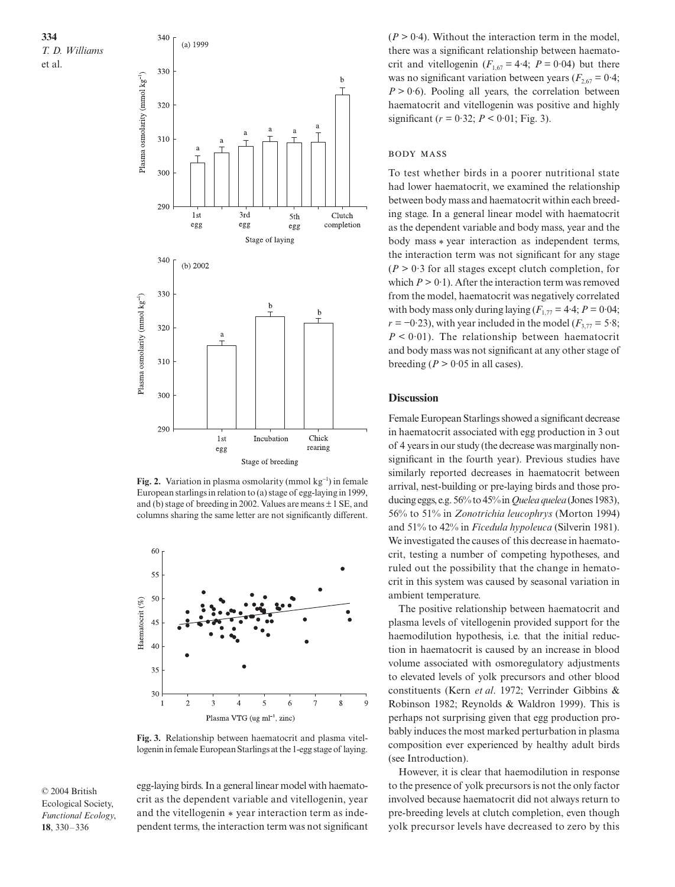Fig. 2. Variation in plasma osmolarity (mmol kg$^{-1}$) in female European starlings in relation to (a) stage of egg-laying in 1999, and (b) stage of breeding in 2002. Values are means ± 1 SE, and columns sharing the same letter are not significantly different.

Fig. 3. Relationship between haematocrit and plasma vitellogenin in female European Starlings at the 1-egg stage of laying.

egg-laying birds. In a general linear model with haematocrit as the dependent variable and vitellogenin, year and the vitellogenin * year interaction term as independent terms, the interaction term was not significant ($P > 0.4$). Without the interaction term in the model, there was a significant relationship between haematocrit and vitellogenin ($F_{1,67} = 4.4$; $P = 0.04$) but there was no significant variation between years ($F_{2,67} = 0.4$; $P > 0.6$). Pooling all years, the correlation between haematocrit and vitellogenin was positive and highly significant ($r = 0.32$; $P < 0.01$; Fig. 3).

### Body mass

To test whether birds in a poorer nutritional state had lower haematocrit, we examined the relationship between body mass and haematocrit within each breeding stage. In a general linear model with haematocrit as the dependent variable and body mass, year and the body mass * year interaction as independent terms, the interaction term was not significant for any stage ($P > 0.3$ for all stages except clutch completion, for which $P > 0.1$). After the interaction term was removed from the model, haematocrit was negatively correlated with body mass only during laying ($F_{1,77} = 4.4$; $P = 0.04$; $r = -0.23$), with year included in the model ($F_{3,77} = 5.8$; $P < 0.01$). The relationship between haematocrit and body mass was not significant at any other stage of breeding ($P > 0.05$ in all cases).

## Discussion

Female European Starlings showed a significant decrease in haematocrit associated with egg production in 3 out of 4 years in our study (the decrease was marginally non-significant in the fourth year). Previous studies have similarly reported decreases in haematocrit between arrival, nest-building or pre-laying birds and those producing eggs, e.g. 56% to 45% in *Quelea quelea* (Jones 1983), 56% to 51% in *Zonotrichia leucophrys* (Morton 1994) and 51% to 42% in *Ficedula hypoleuca* (Silverin 1981). We investigated the causes of this decrease in haematocrit, testing a number of competing hypotheses, and ruled out the possibility that the change in haematocrit in this system was caused by seasonal variation in ambient temperature.

The positive relationship between haematocrit and plasma levels of vitellogenin provided support for the haemodilution hypothesis, i.e. that the initial reduction in haematocrit is caused by an increase in blood volume associated with osmoregulatory adjustments to elevated levels of yolk precursors and other blood constituents (Kern *et al*. 1972; Verrinder Gibbins & Robinson 1982; Reynolds & Waldron 1999). This is perhaps not surprising given that egg production probably induces the most marked perturbation in plasma composition ever experienced by healthy adult birds (see Introduction).

However, it is clear that haemodilution in response to the presence of yolk precursors is not the only factor involved because haematocrit did not always return to pre-breeding levels at clutch completion, even though yolk precursor levels have decreased to zero by this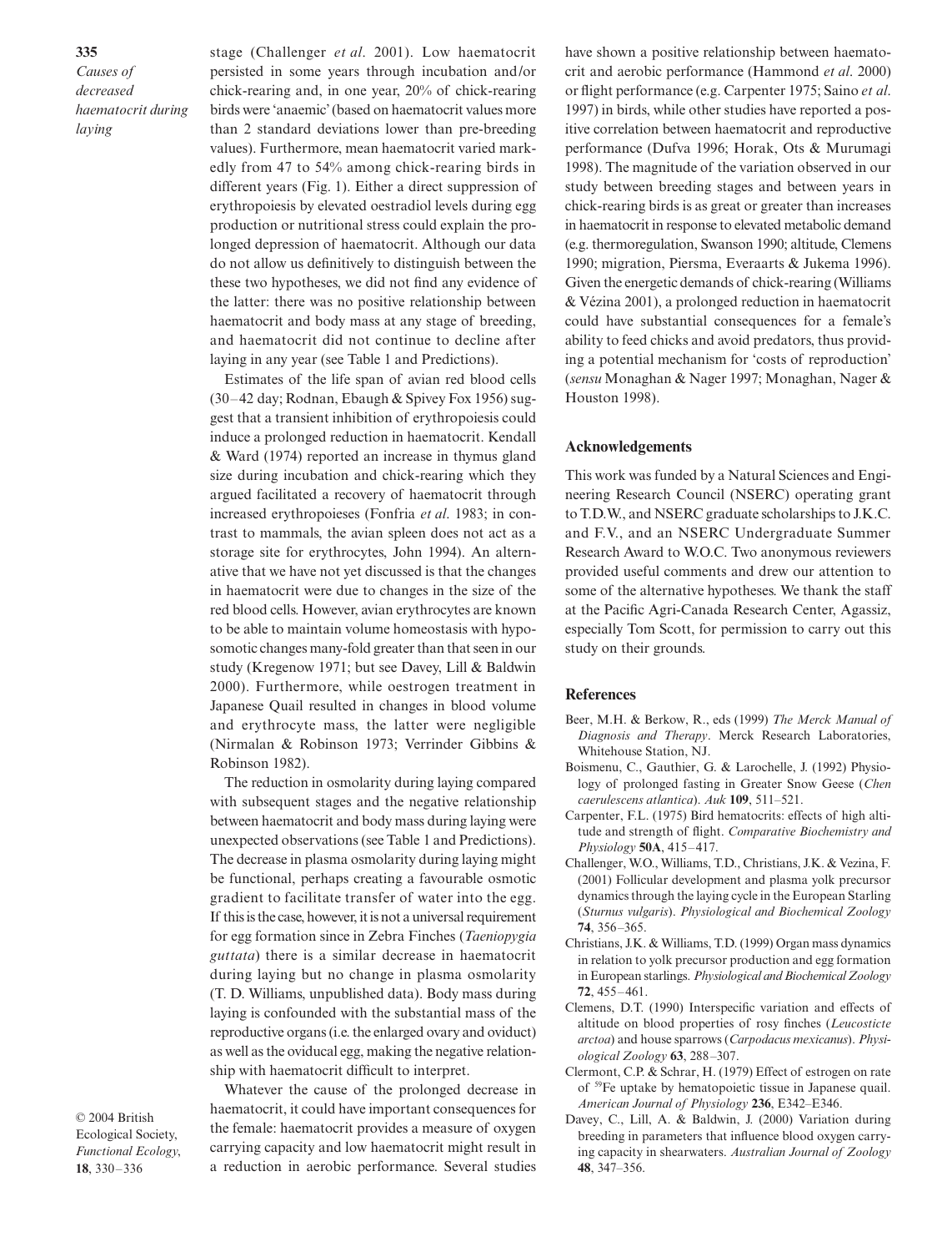stage (Challenger *et al.* 2001). Low haematocrit persisted in some years through incubation and/or chick-rearing and, in one year, 20% of chick-rearing birds were 'anaemic' (based on haematocrit values more than 2 standard deviations lower than pre-breeding values). Furthermore, mean haematocrit varied markedly from 47 to 54% among chick-rearing birds in different years (Fig. 1). Either a direct suppression of erythropoiesis by elevated oestradiol levels during egg production or nutritional stress could explain the prolonged depression of haematocrit. Although our data do not allow us definitively to distinguish between the these two hypotheses, we did not find any evidence of the latter: there was no positive relationship between haematocrit and body mass at any stage of breeding, and haematocrit did not continue to decline after laying in any year (see Table 1 and Predictions).

Estimates of the life span of avian red blood cells (30–42 day; Rodnan, Ebaugh & Spivey Fox 1956) suggest that a transient inhibition of erythropoiesis could induce a prolonged reduction in haematocrit. Kendall & Ward (1974) reported an increase in thymus gland size during incubation and chick-rearing which they argued facilitated a recovery of haematocrit through increased erythropoieses (Fonfria *et al.* 1983; in contrast to mammals, the avian spleen does not act as a storage site for erythrocytes, John 1994). An alternative that we have not yet discussed is that the changes in haematocrit were due to changes in the size of the red blood cells. However, avian erythrocytes are known to be able to maintain volume homeostasis with hyposomotic changes many-fold greater than that seen in our study (Kregenow 1971; but see Davey, Lill & Baldwin 2000). Furthermore, while oestrogen treatment in Japanese Quail resulted in changes in blood volume and erythrocyte mass, the latter were negligible (Nirmalan & Robinson 1973; Verrinder Gibbins & Robinson 1982).

The reduction in osmolarity during laying compared with subsequent stages and the negative relationship between haematocrit and body mass during laying were unexpected observations (see Table 1 and Predictions). The decrease in plasma osmolarity during laying might be functional, perhaps creating a favourable osmotic gradient to facilitate transfer of water into the egg. If this is the case, however, it is not a universal requirement for egg formation since in Zebra Finches (*Taeniopygia guttata*) there is a similar decrease in haematocrit during laying but no change in plasma osmolarity (T. D. Williams, unpublished data). Body mass during laying is confounded with the substantial mass of the reproductive organs (i.e. the enlarged ovary and oviduct) as well as the oviducal egg, making the negative relationship with haematocrit difficult to interpret.

Whatever the cause of the prolonged decrease in haematocrit, it could have important consequences for the female: haematocrit provides a measure of oxygen carrying capacity and low haematocrit might result in a reduction in aerobic performance. Several studies have shown a positive relationship between haematocrit and aerobic performance (Hammond *et al.* 2000) or flight performance (e.g. Carpenter 1975; Saino *et al.* 1997) in birds, while other studies have reported a positive correlation between haematocrit and reproductive performance (Dufva 1996; Horak, Ots & Murumagi 1998). The magnitude of the variation observed in our study between breeding stages and between years in chick-rearing birds is as great or greater than increases in haematocrit in response to elevated metabolic demand (e.g. thermoregulation, Swanson 1990; altitude, Clemens 1990; migration, Piersma, Everaarts & Jukema 1996). Given the energetic demands of chick-rearing (Williams & Vézina 2001), a prolonged reduction in haematocrit could have substantial consequences for a female's ability to feed chicks and avoid predators, thus providing a potential mechanism for 'costs of reproduction' (*sensu* Monaghan & Nager 1997; Monaghan, Nager & Houston 1998).

## Acknowledgements

This work was funded by a Natural Sciences and Engineering Research Council (NSERC) operating grant to T.D.W., and NSERC graduate scholarships to J.K.C. and F.V., and an NSERC Undergraduate Summer Research Award to W.O.C. Two anonymous reviewers provided useful comments and drew our attention to some of the alternative hypotheses. We thank the staff at the Pacific Agri-Canada Research Center, Agassiz, especially Tom Scott, for permission to carry out this study on their grounds.

## References

Beer, M.H. & Berkow, R., eds (1999) *The Merck Manual of Diagnosis and Therapy*. Merck Research Laboratories, Whitehouse Station, NJ.

Boismenu, C., Gauthier, G. & Larochelle, J. (1992) Physiology of prolonged fasting in Greater Snow Geese (*Chen caerulescens atlantica*). *Auk* **109**, 511–521.

Carpenter, F.L. (1975) Bird hematocrits: effects of high altitude and strength of flight. *Comparative Biochemistry and Physiology* **50A**, 415–417.

Challenger, W.O., Williams, T.D., Christians, J.K. & Vezina, F. (2001) Follicular development and plasma yolk precursor dynamics through the laying cycle in the European Starling (*Sturnus vulgaris*). *Physiological and Biochemical Zoology* **74**, 356–365.

Christians, J.K. & Williams, T.D. (1999) Organ mass dynamics in relation to yolk precursor production and egg formation in European starlings. *Physiological and Biochemical Zoology* **72**, 455–461.

Clemens, D.T. (1990) Interspecific variation and effects of altitude on blood properties of rosy finches (*Leucosticte arctoa*) and house sparrows (*Carpodacus mexicanus*). *Physiological Zoology* **63**, 288–307.

Clermont, C.P. & Schrar, H. (1979) Effect of estrogen on rate of $^{59}$Fe uptake by hematopoietic tissue in Japanese quail. *American Journal of Physiology* **236**, E342–E346.

Davey, C., Lill, A. & Baldwin, J. (2000) Variation during breeding in parameters that influence blood oxygen carrying capacity in shearwaters. *Australian Journal of Zoology* **48**, 347–356.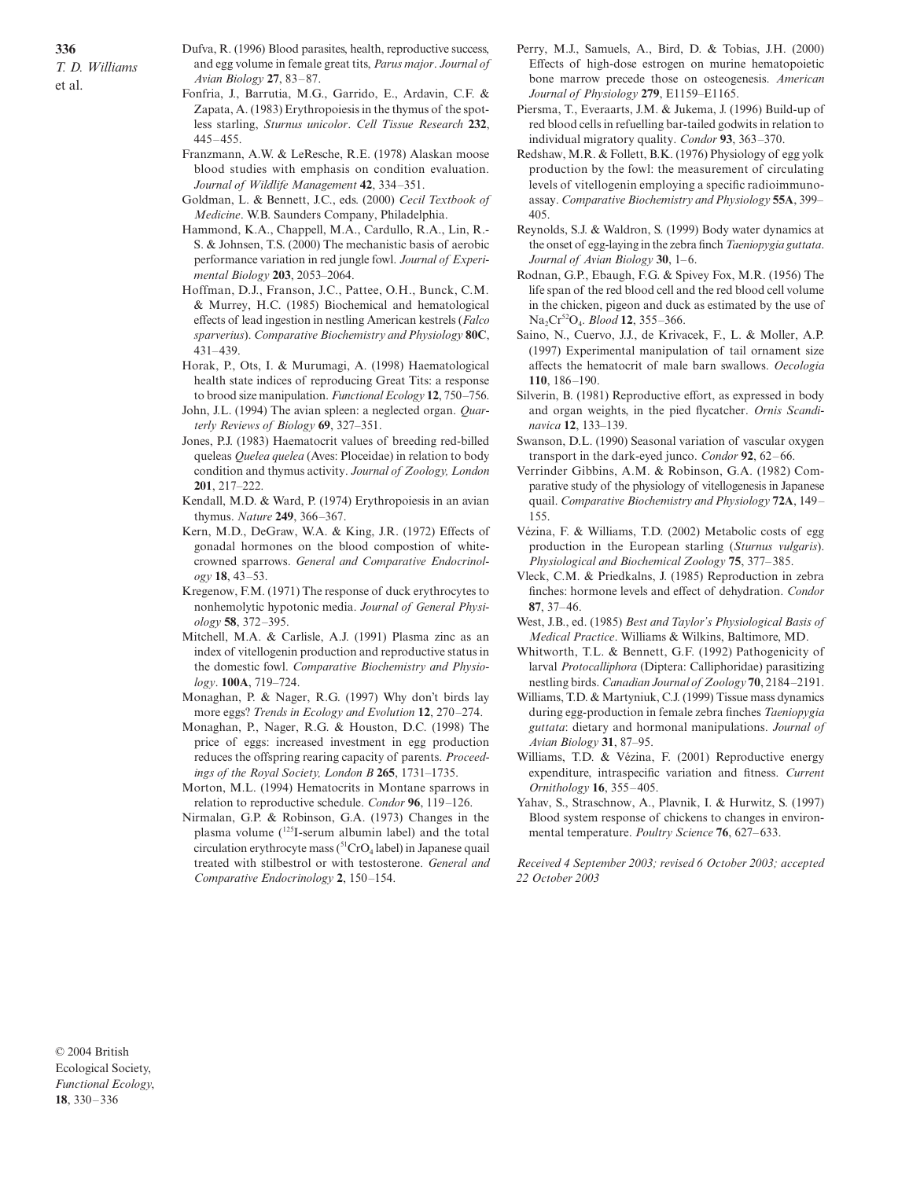Dufva, R. (1996) Blood parasites, health, reproductive success, and egg volume in female great tits, *Parus major*. *Journal of Avian Biology* **27**, 83–87.

Fonfria, J., Barrutia, M.G., Garrido, E., Ardavin, C.F. & Zapata, A. (1983) Erythropoiesis in the thymus of the spotless starling, *Sturnus unicolor*. *Cell Tissue Research* **232**, 445–455.

Franzmann, A.W. & LeResche, R.E. (1978) Alaskan moose blood studies with emphasis on condition evaluation. *Journal of Wildlife Management* **42**, 334–351.

Goldman, L. & Bennett, J.C., eds. (2000) *Cecil Textbook of Medicine*. W.B. Saunders Company, Philadelphia.

Hammond, K.A., Chappell, M.A., Cardullo, R.A., Lin, R.-S. & Johnsen, T.S. (2000) The mechanistic basis of aerobic performance variation in red jungle fowl. *Journal of Experimental Biology* **203**, 2053–2064.

Hoffman, D.J., Franson, J.C., Pattee, O.H., Bunck, C.M. & Murrey, H.C. (1985) Biochemical and hematological effects of lead ingestion in nestling American kestrels (*Falco sparverius*). *Comparative Biochemistry and Physiology* **80C**, 431–439.

Horak, P., Ots, I. & Murumagi, A. (1998) Haematological health state indices of reproducing Great Tits: a response to brood size manipulation. *Functional Ecology* **12**, 750–756.

John, J.L. (1994) The avian spleen: a neglected organ. *Quarterly Reviews of Biology* **69**, 327–351.

Jones, P.J. (1983) Haematocrit values of breeding red-billed queleas *Quelea quelea* (Aves: Ploceidae) in relation to body condition and thymus activity. *Journal of Zoology, London* **201**, 217–222.

Kendall, M.D. & Ward, P. (1974) Erythropoiesis in an avian thymus. *Nature* **249**, 366–367.

Kern, M.D., DeGraw, W.A. & King, J.R. (1972) Effects of gonadal hormones on the blood compostion of white-crowned sparrows. *General and Comparative Endocrinology* **18**, 43–53.

Kregenow, F.M. (1971) The response of duck erythrocytes to nonhemolytic hypotonic media. *Journal of General Physiology* **58**, 372–395.

Mitchell, M.A. & Carlisle, A.J. (1991) Plasma zinc as an index of vitellogenin production and reproductive status in the domestic fowl. *Comparative Biochemistry and Physiology*. **100A**, 719–724.

Monaghan, P. & Nager, R.G. (1997) Why don't birds lay more eggs? *Trends in Ecology and Evolution* **12**, 270–274.

Monaghan, P., Nager, R.G. & Houston, D.C. (1998) The price of eggs: increased investment in egg production reduces the offspring rearing capacity of parents. *Proceedings of the Royal Society, London B* **265**, 1731–1735.

Morton, M.L. (1994) Hematocrits in Montane sparrows in relation to reproductive schedule. *Condor* **96**, 119–126.

Nirmalan, G.P. & Robinson, G.A. (1973) Changes in the plasma volume ($^{125}$I-serum albumin label) and the total circulation erythrocyte mass ($^{51}CrO_4$ label) in Japanese quail treated with stilbestrol or with testosterone. *General and Comparative Endocrinology* **2**, 150–154.

Perry, M.J., Samuels, A., Bird, D. & Tobias, J.H. (2000) Effects of high-dose estrogen on murine hematopoietic bone marrow precede those on osteogenesis. *American Journal of Physiology* **279**, E1159–E1165.

Piersma, T., Everaarts, J.M. & Jukema, J. (1996) Build-up of red blood cells in refuelling bar-tailed godwits in relation to individual migratory quality. *Condor* **93**, 363–370.

Redshaw, M.R. & Follett, B.K. (1976) Physiology of egg yolk production by the fowl: the measurement of circulating levels of vitellogenin employing a specific radioimmunoassay. *Comparative Biochemistry and Physiology* **55A**, 399–405.

Reynolds, S.J. & Waldron, S. (1999) Body water dynamics at the onset of egg-laying in the zebra finch *Taeniopygia guttata*. *Journal of Avian Biology* **30**, 1–6.

Rodnan, G.P., Ebaugh, F.G. & Spivey Fox, M.R. (1956) The life span of the red blood cell and the red blood cell volume in the chicken, pigeon and duck as estimated by the use of $Na_2Cr^{52}O_4$. *Blood* **12**, 355–366.

Saino, N., Cuervo, J.J., de Krivacek, F., L. & Moller, A.P. (1997) Experimental manipulation of tail ornament size affects the hematocrit of male barn swallows. *Oecologia* **110**, 186–190.

Silverin, B. (1981) Reproductive effort, as expressed in body and organ weights, in the pied flycatcher. *Ornis Scandinavica* **12**, 133–139.

Swanson, D.L. (1990) Seasonal variation of vascular oxygen transport in the dark-eyed junco. *Condor* **92**, 62–66.

Verrinder Gibbins, A.M. & Robinson, G.A. (1982) Comparative study of the physiology of vitellogenesis in Japanese quail. *Comparative Biochemistry and Physiology* **72A**, 149–155.

Vézina, F. & Williams, T.D. (2002) Metabolic costs of egg production in the European starling (*Sturnus vulgaris*). *Physiological and Biochemical Zoology* **75**, 377–385.

Vleck, C.M. & Priedkalns, J. (1985) Reproduction in zebra finches: hormone levels and effect of dehydration. *Condor* **87**, 37–46.

West, J.B., ed. (1985) *Best and Taylor's Physiological Basis of Medical Practice*. Williams & Wilkins, Baltimore, MD.

Whitworth, T.L. & Bennett, G.F. (1992) Pathogenicity of larval *Protocalliphora* (Diptera: Calliphoridae) parasitizing nestling birds. *Canadian Journal of Zoology* **70**, 2184–2191.

Williams, T.D. & Martyniuk, C.J. (1999) Tissue mass dynamics during egg-production in female zebra finches *Taeniopygia guttata*: dietary and hormonal manipulations. *Journal of Avian Biology* **31**, 87–95.

Williams, T.D. & Vézina, F. (2001) Reproductive energy expenditure, intraspecific variation and fitness. *Current Ornithology* **16**, 355–405.

Yahav, S., Straschnow, A., Plavnik, I. & Hurwitz, S. (1997) Blood system response of chickens to changes in environmental temperature. *Poultry Science* **76**, 627–633.

*Received 4 September 2003; revised 6 October 2003; accepted 22 October 2003*